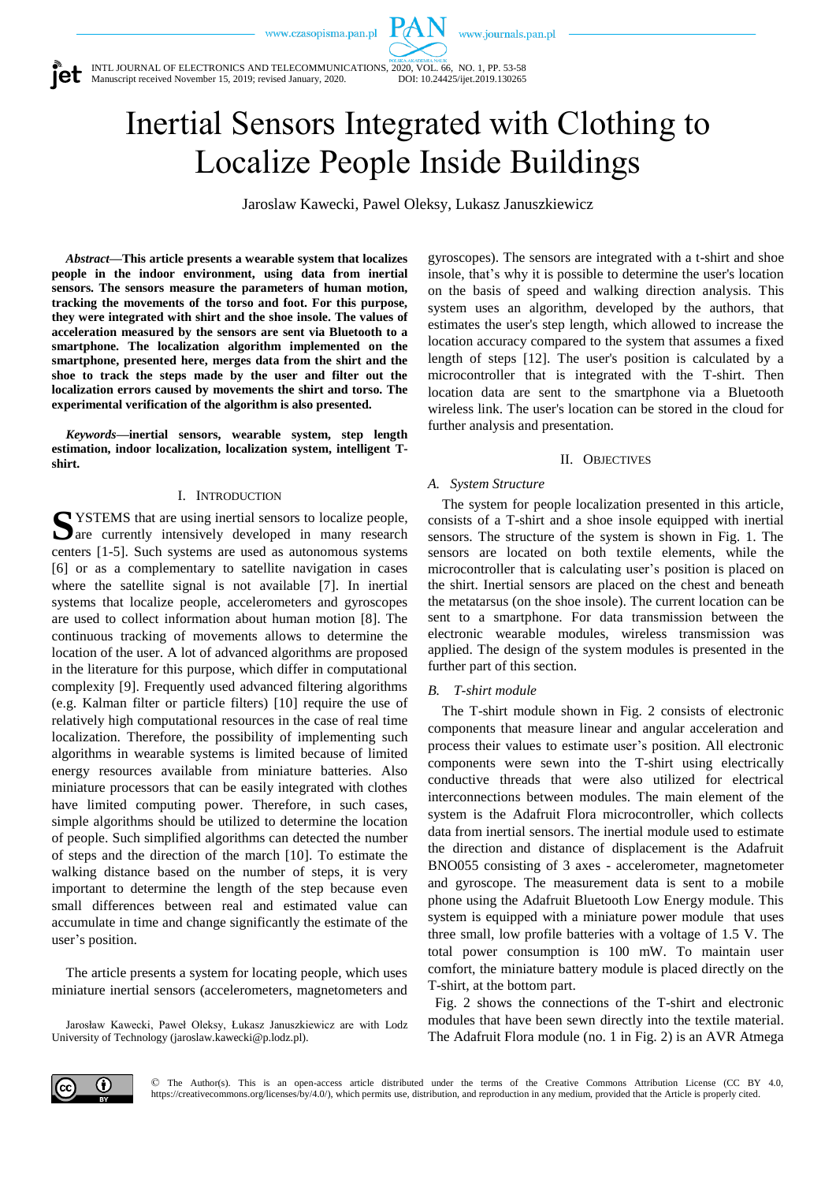# Inertial Sensors Integrated with Clothing to Localize People Inside Buildings

Jaroslaw Kawecki, Pawel Oleksy, Lukasz Januszkiewicz

***Abstract*—This article presents a wearable system that localizes people in the indoor environment, using data from inertial sensors. The sensors measure the parameters of human motion, tracking the movements of the torso and foot. For this purpose, they were integrated with shirt and the shoe insole. The values of acceleration measured by the sensors are sent via Bluetooth to a smartphone. The localization algorithm implemented on the smartphone, presented here, merges data from the shirt and the shoe to track the steps made by the user and filter out the localization errors caused by movements the shirt and torso. The experimental verification of the algorithm is also presented.**

***Keywords*—inertial sensors, wearable system, step length estimation, indoor localization, localization system, intelligent T-shirt.**

## I. Introduction

SYSTEMS that are using inertial sensors to localize people, are currently intensively developed in many research centers [1-5]. Such systems are used as autonomous systems [6] or as a complementary to satellite navigation in cases where the satellite signal is not available [7]. In inertial systems that localize people, accelerometers and gyroscopes are used to collect information about human motion [8]. The continuous tracking of movements allows to determine the location of the user. A lot of advanced algorithms are proposed in the literature for this purpose, which differ in computational complexity [9]. Frequently used advanced filtering algorithms (e.g. Kalman filter or particle filters) [10] require the use of relatively high computational resources in the case of real time localization. Therefore, the possibility of implementing such algorithms in wearable systems is limited because of limited energy resources available from miniature batteries. Also miniature processors that can be easily integrated with clothes have limited computing power. Therefore, in such cases, simple algorithms should be utilized to determine the location of people. Such simplified algorithms can detected the number of steps and the direction of the march [10]. To estimate the walking distance based on the number of steps, it is very important to determine the length of the step because even small differences between real and estimated value can accumulate in time and change significantly the estimate of the user's position.

The article presents a system for locating people, which uses miniature inertial sensors (accelerometers, magnetometers and gyroscopes). The sensors are integrated with a t-shirt and shoe insole, that's why it is possible to determine the user's location on the basis of speed and walking direction analysis. This system uses an algorithm, developed by the authors, that estimates the user's step length, which allowed to increase the location accuracy compared to the system that assumes a fixed length of steps [12]. The user's position is calculated by a microcontroller that is integrated with the T-shirt. Then location data are sent to the smartphone via a Bluetooth wireless link. The user's location can be stored in the cloud for further analysis and presentation.

## II. Objectives

### *A. System Structure*

The system for people localization presented in this article, consists of a T-shirt and a shoe insole equipped with inertial sensors. The structure of the system is shown in Fig. 1. The sensors are located on both textile elements, while the microcontroller that is calculating user's position is placed on the shirt. Inertial sensors are placed on the chest and beneath the metatarsus (on the shoe insole). The current location can be sent to a smartphone. For data transmission between the electronic wearable modules, wireless transmission was applied. The design of the system modules is presented in the further part of this section.

### *B. T-shirt module*

The T-shirt module shown in Fig. 2 consists of electronic components that measure linear and angular acceleration and process their values to estimate user's position. All electronic components were sewn into the T-shirt using electrically conductive threads that were also utilized for electrical interconnections between modules. The main element of the system is the Adafruit Flora microcontroller, which collects data from inertial sensors. The inertial module used to estimate the direction and distance of displacement is the Adafruit BNO055 consisting of 3 axes - accelerometer, magnetometer and gyroscope. The measurement data is sent to a mobile phone using the Adafruit Bluetooth Low Energy module. This system is equipped with a miniature power module that uses three small, low profile batteries with a voltage of 1.5 V. The total power consumption is 100 mW. To maintain user comfort, the miniature battery module is placed directly on the T-shirt, at the bottom part.

Fig. 2 shows the connections of the T-shirt and electronic modules that have been sewn directly into the textile material. The Adafruit Flora module (no. 1 in Fig. 2) is an AVR Atmega

Jarosław Kawecki, Paweł Oleksy, Łukasz Januszkiewicz are with Lodz University of Technology (jaroslaw.kawecki@p.lodz.pl).

© The Author(s). This is an open-access article distributed under the terms of the Creative Commons Attribution License (CC BY 4.0, https://creativecommons.org/licenses/by/4.0/), which permits use, distribution, and reproduction in any medium, provided that the Article is properly cited.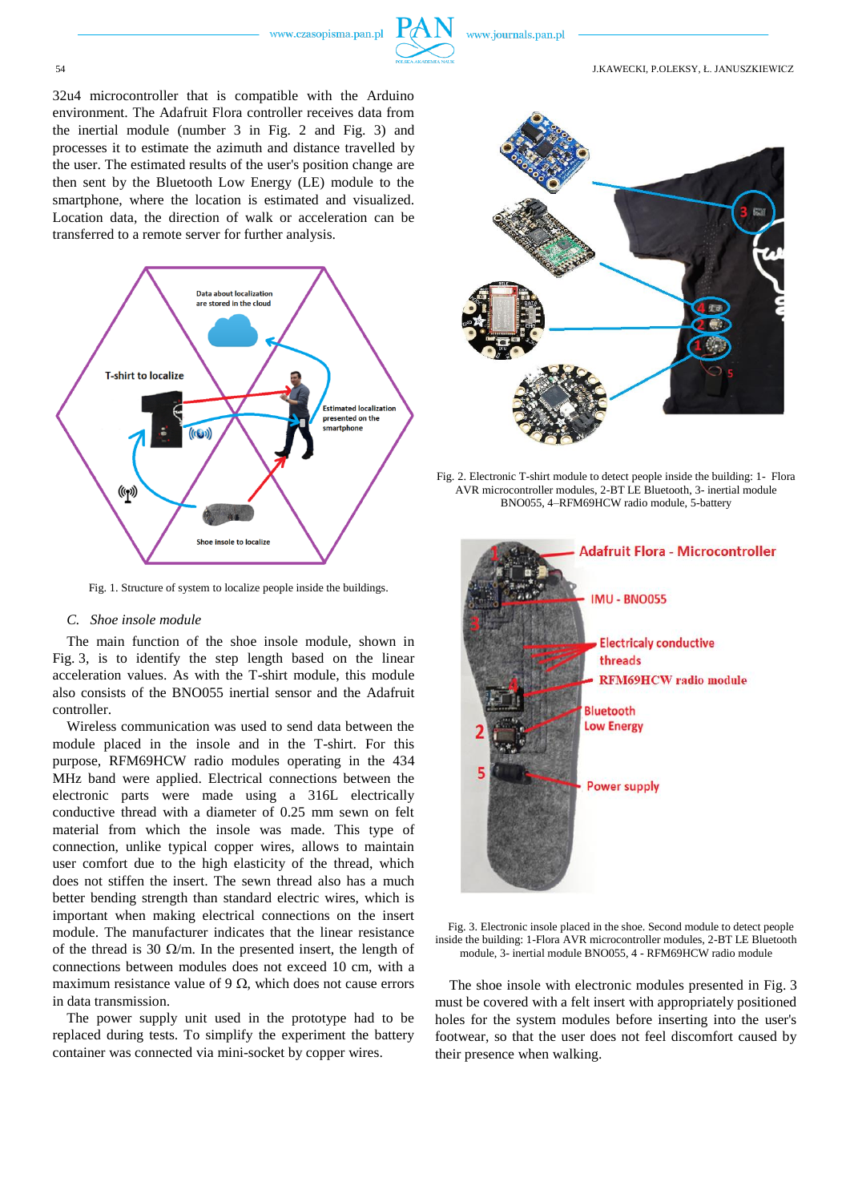32u4 microcontroller that is compatible with the Arduino environment. The Adafruit Flora controller receives data from the inertial module (number 3 in Fig. 2 and Fig. 3) and processes it to estimate the azimuth and distance travelled by the user. The estimated results of the user's position change are then sent by the Bluetooth Low Energy (LE) module to the smartphone, where the location is estimated and visualized. Location data, the direction of walk or acceleration can be transferred to a remote server for further analysis.

Data about localization are stored in the cloud

T-shirt to localize

Estimated localization presented on the smartphone

Shoe insole to localize

Fig. 1. Structure of system to localize people inside the buildings.

### *C. Shoe insole module*

The main function of the shoe insole module, shown in Fig. 3, is to identify the step length based on the linear acceleration values. As with the T-shirt module, this module also consists of the BNO055 inertial sensor and the Adafruit controller.

Wireless communication was used to send data between the module placed in the insole and in the T-shirt. For this purpose, RFM69HCW radio modules operating in the 434 MHz band were applied. Electrical connections between the electronic parts were made using a 316L electrically conductive thread with a diameter of 0.25 mm sewn on felt material from which the insole was made. This type of connection, unlike typical copper wires, allows to maintain user comfort due to the high elasticity of the thread, which does not stiffen the insert. The sewn thread also has a much better bending strength than standard electric wires, which is important when making electrical connections on the insert module. The manufacturer indicates that the linear resistance of the thread is 30 Ω/m. In the presented insert, the length of connections between modules does not exceed 10 cm, with a maximum resistance value of 9 Ω, which does not cause errors in data transmission.

The power supply unit used in the prototype had to be replaced during tests. To simplify the experiment the battery container was connected via mini-socket by copper wires.

Fig. 2. Electronic T-shirt module to detect people inside the building: 1- Flora AVR microcontroller modules, 2-BT LE Bluetooth, 3- inertial module BNO055, 4–RFM69HCW radio module, 5-battery

Adafruit Flora - Microcontroller

IMU - BNO055

Electricaly conductive threads

RFM69HCW radio module

Bluetooth Low Energy

Power supply

Fig. 3. Electronic insole placed in the shoe. Second module to detect people inside the building: 1-Flora AVR microcontroller modules, 2-BT LE Bluetooth module, 3- inertial module BNO055, 4 - RFM69HCW radio module

The shoe insole with electronic modules presented in Fig. 3 must be covered with a felt insert with appropriately positioned holes for the system modules before inserting into the user's footwear, so that the user does not feel discomfort caused by their presence when walking.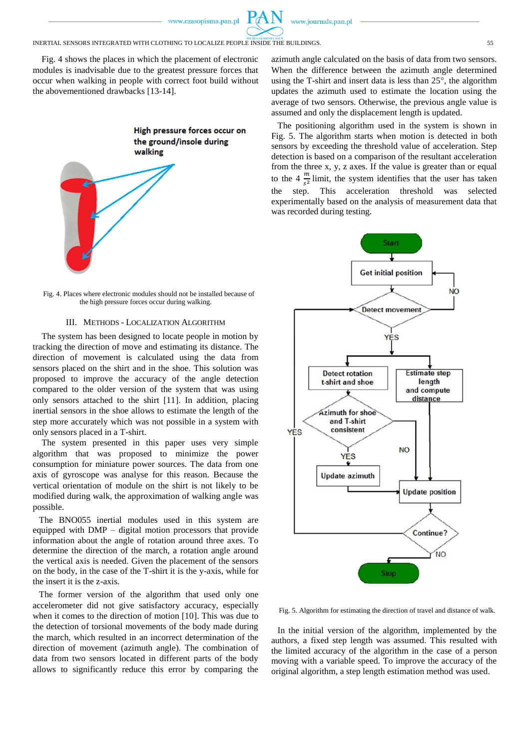Fig. 4 shows the places in which the placement of electronic modules is inadvisable due to the greatest pressure forces that occur when walking in people with correct foot build without the abovementioned drawbacks [13-14].

High pressure forces occur on the ground/insole during walking

Fig. 4. Places where electronic modules should not be installed because of the high pressure forces occur during walking.

## III. Methods - Localization Algorithm

The system has been designed to locate people in motion by tracking the direction of move and estimating its distance. The direction of movement is calculated using the data from sensors placed on the shirt and in the shoe. This solution was proposed to improve the accuracy of the angle detection compared to the older version of the system that was using only sensors attached to the shirt [11]. In addition, placing inertial sensors in the shoe allows to estimate the length of the step more accurately which was not possible in a system with only sensors placed in a T-shirt.

The system presented in this paper uses very simple algorithm that was proposed to minimize the power consumption for miniature power sources. The data from one axis of gyroscope was analyse for this reason. Because the vertical orientation of module on the shirt is not likely to be modified during walk, the approximation of walking angle was possible.

The BNO055 inertial modules used in this system are equipped with DMP – digital motion processors that provide information about the angle of rotation around three axes. To determine the direction of the march, a rotation angle around the vertical axis is needed. Given the placement of the sensors on the body, in the case of the T-shirt it is the y-axis, while for the insert it is the z-axis.

The former version of the algorithm that used only one accelerometer did not give satisfactory accuracy, especially when it comes to the direction of motion [10]. This was due to the detection of torsional movements of the body made during the march, which resulted in an incorrect determination of the direction of movement (azimuth angle). The combination of data from two sensors located in different parts of the body allows to significantly reduce this error by comparing the azimuth angle calculated on the basis of data from two sensors. When the difference between the azimuth angle determined using the T-shirt and insert data is less than 25°, the algorithm updates the azimuth used to estimate the location using the average of two sensors. Otherwise, the previous angle value is assumed and only the displacement length is updated.

The positioning algorithm used in the system is shown in Fig. 5. The algorithm starts when motion is detected in both sensors by exceeding the threshold value of acceleration. Step detection is based on a comparison of the resultant acceleration from the three x, y, z axes. If the value is greater than or equal to the 4 $\frac{m}{s^2}$ limit, the system identifies that the user has taken the step. This acceleration threshold was selected experimentally based on the analysis of measurement data that was recorded during testing.

Start
Get initial position
Detect movement
NO
YES
Detect rotation t-shirt and shoe
Estimate step length and compute distance
Azimuth for shoe and T-shirt consistent
YES
NO
YES
Update azimuth
Update position
Continue?
NO
Stop

Fig. 5. Algorithm for estimating the direction of travel and distance of walk.

In the initial version of the algorithm, implemented by the authors, a fixed step length was assumed. This resulted with the limited accuracy of the algorithm in the case of a person moving with a variable speed. To improve the accuracy of the original algorithm, a step length estimation method was used.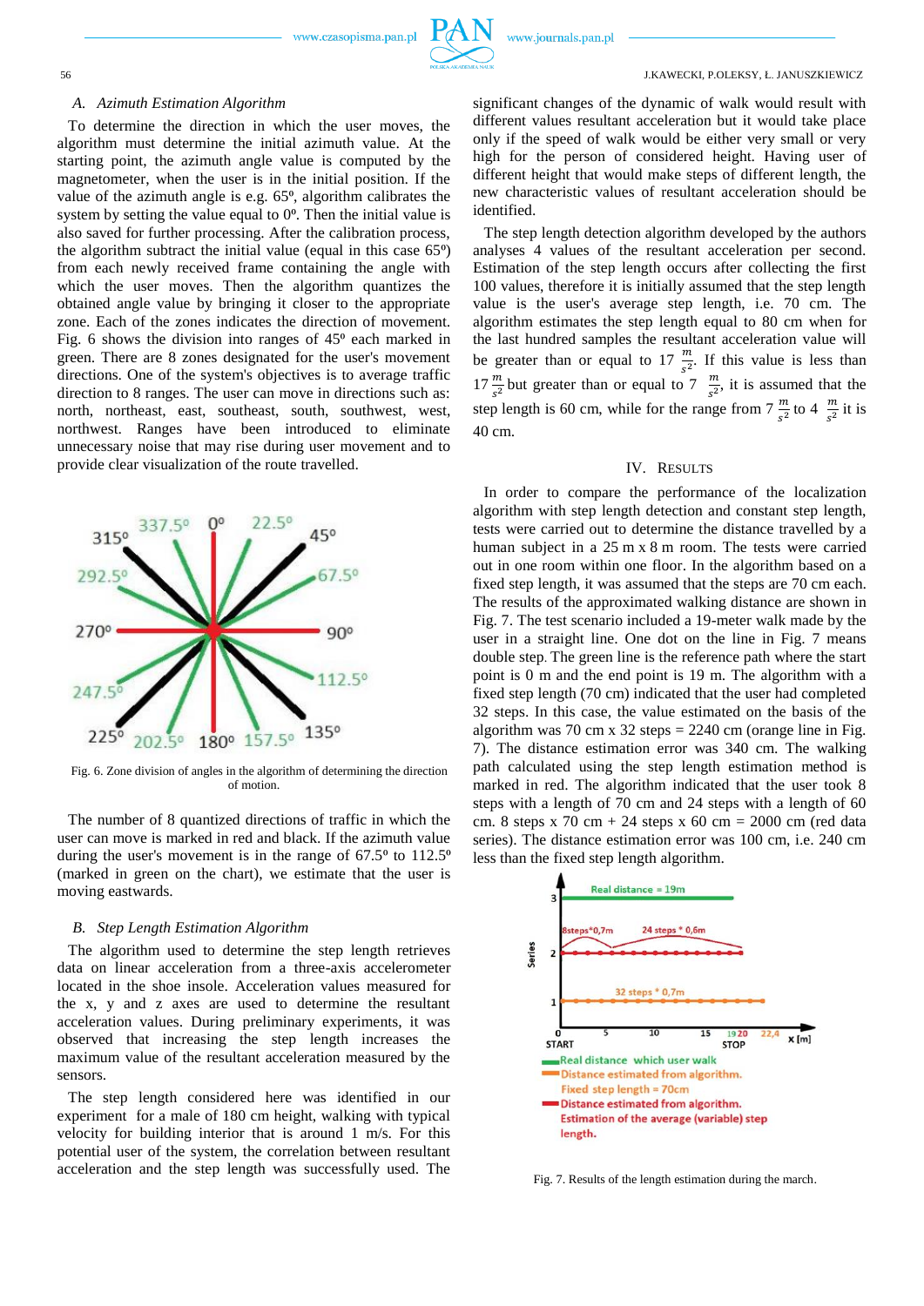### A. *Azimuth Estimation Algorithm*

To determine the direction in which the user moves, the algorithm must determine the initial azimuth value. At the starting point, the azimuth angle value is computed by the magnetometer, when the user is in the initial position. If the value of the azimuth angle is e.g. 65º, algorithm calibrates the system by setting the value equal to 0º. Then the initial value is also saved for further processing. After the calibration process, the algorithm subtract the initial value (equal in this case 65º) from each newly received frame containing the angle with which the user moves. Then the algorithm quantizes the obtained angle value by bringing it closer to the appropriate zone. Each of the zones indicates the direction of movement. Fig. 6 shows the division into ranges of 45º each marked in green. There are 8 zones designated for the user's movement directions. One of the system's objectives is to average traffic direction to 8 ranges. The user can move in directions such as: north, northeast, east, southeast, south, southwest, west, northwest. Ranges have been introduced to eliminate unnecessary noise that may rise during user movement and to provide clear visualization of the route travelled.

315º 337.5º 0º 22.5º 45º
292.5º 67.5º
270º 90º
247.5º 112.5º
225º 202.5º 180º 157.5º 135º

Fig. 6. Zone division of angles in the algorithm of determining the direction of motion.

The number of 8 quantized directions of traffic in which the user can move is marked in red and black. If the azimuth value during the user's movement is in the range of 67.5º to 112.5º (marked in green on the chart), we estimate that the user is moving eastwards.

### B. *Step Length Estimation Algorithm*

The algorithm used to determine the step length retrieves data on linear acceleration from a three-axis accelerometer located in the shoe insole. Acceleration values measured for the x, y and z axes are used to determine the resultant acceleration values. During preliminary experiments, it was observed that increasing the step length increases the maximum value of the resultant acceleration measured by the sensors.

The step length considered here was identified in our experiment for a male of 180 cm height, walking with typical velocity for building interior that is around 1 m/s. For this potential user of the system, the correlation between resultant acceleration and the step length was successfully used. The significant changes of the dynamic of walk would result with different values resultant acceleration but it would take place only if the speed of walk would be either very small or very high for the person of considered height. Having user of different height that would make steps of different length, the new characteristic values of resultant acceleration should be identified.

The step length detection algorithm developed by the authors analyses 4 values of the resultant acceleration per second. Estimation of the step length occurs after collecting the first 100 values, therefore it is initially assumed that the step length value is the user's average step length, i.e. 70 cm. The algorithm estimates the step length equal to 80 cm when for the last hundred samples the resultant acceleration value will be greater than or equal to 17 $\frac{m}{s^2}$. If this value is less than 17 $\frac{m}{s^2}$ but greater than or equal to 7 $\frac{m}{s^2}$, it is assumed that the step length is 60 cm, while for the range from 7 $\frac{m}{s^2}$ to 4 $\frac{m}{s^2}$ it is 40 cm.

## IV. RESULTS

In order to compare the performance of the localization algorithm with step length detection and constant step length, tests were carried out to determine the distance travelled by a human subject in a 25 m x 8 m room. The tests were carried out in one room within one floor. In the algorithm based on a fixed step length, it was assumed that the steps are 70 cm each. The results of the approximated walking distance are shown in Fig. 7. The test scenario included a 19-meter walk made by the user in a straight line. One dot on the line in Fig. 7 means double step. The green line is the reference path where the start point is 0 m and the end point is 19 m. The algorithm with a fixed step length (70 cm) indicated that the user had completed 32 steps. In this case, the value estimated on the basis of the algorithm was 70 cm x 32 steps = 2240 cm (orange line in Fig. 7). The distance estimation error was 340 cm. The walking path calculated using the step length estimation method is marked in red. The algorithm indicated that the user took 8 steps with a length of 70 cm and 24 steps with a length of 60 cm. 8 steps x 70 cm + 24 steps x 60 cm = 2000 cm (red data series). The distance estimation error was 100 cm, i.e. 240 cm less than the fixed step length algorithm.

Real distance = 19m
8steps*0,7m
24 steps * 0,6m
32 steps * 0,7m
Series
3
2
1
0
START
5
10
15
19 20
22,4
STOP
x [m]
Real distance which user walk
Distance estimated from algorithm.
Fixed step length = 70cm
Distance estimated from algorithm.
Estimation of the average (variable) step length.

Fig. 7. Results of the length estimation during the march.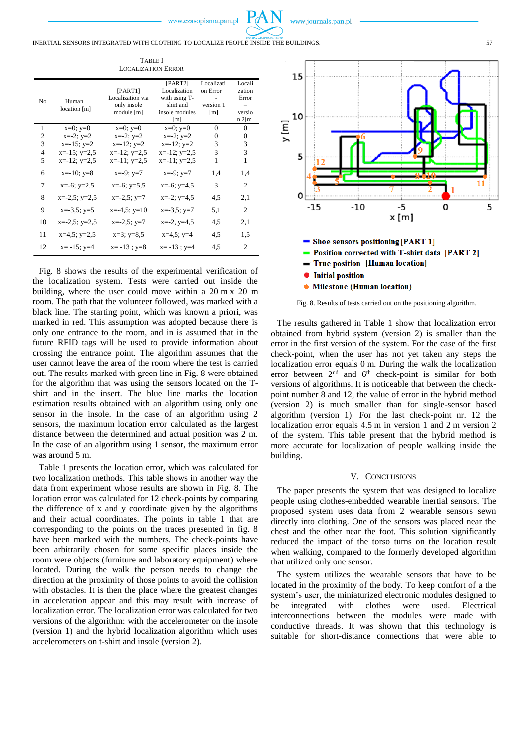TABLE I
LOCALIZATION ERROR

| No | Human location [m] | [PART1] Localization via only insole module [m] | [PART2] Localization with using T-shirt and insole modules [m] | Localization Error - version 1 [m] | Localization Error – version 2[m] |
|---|---|---|---|---|---|
| 1 | x=0; y=0 | x=0; y=0 | x=0; y=0 | 0 | 0 |
| 2 | x=-2; y=2 | x=-2; y=2 | x=-2; y=2 | 0 | 0 |
| 3 | x=-15; y=2 | x=-12; y=2 | x=-12; y=2 | 3 | 3 |
| 4 | x=-15; y=2,5 | x=-12; y=2,5 | x=-12; y=2,5 | 3 | 3 |
| 5 | x=-12; y=2,5 | x=-11; y=2,5 | x=-11; y=2,5 | 1 | 1 |
| 6 | x=-10; y=8 | x=-9; y=7 | x=-9; y=7 | 1,4 | 1,4 |
| 7 | x=-6; y=2,5 | x=-6; y=5,5 | x=-6; y=4,5 | 3 | 2 |
| 8 | x=-2,5; y=2,5 | x=-2,5; y=7 | x=-2; y=4,5 | 4,5 | 2,1 |
| 9 | x=-3,5; y=5 | x=-4,5; y=10 | x=-3,5; y=7 | 5,1 | 2 |
| 10 | x=-2,5; y=2,5 | x=-2,5; y=7 | x=-2, y=4,5 | 4,5 | 2,1 |
| 11 | x=4,5; y=2,5 | x=3; y=8,5 | x=4,5; y=4 | 4,5 | 1,5 |
| 12 | x= -15; y=4 | x= -13 ; y=8 | x= -13 ; y=4 | 4,5 | 2 |

Fig. 8 shows the results of the experimental verification of the localization system. Tests were carried out inside the building, where the user could move within a 20 m x 20 m room. The path that the volunteer followed, was marked with a black line. The starting point, which was known a priori, was marked in red. This assumption was adopted because there is only one entrance to the room, and in is assumed that in the future RFID tags will be used to provide information about crossing the entrance point. The algorithm assumes that the user cannot leave the area of the room where the test is carried out. The results marked with green line in Fig. 8 were obtained for the algorithm that was using the sensors located on the T-shirt and in the insert. The blue line marks the location estimation results obtained with an algorithm using only one sensor in the insole. In the case of an algorithm using 2 sensors, the maximum location error calculated as the largest distance between the determined and actual position was 2 m. In the case of an algorithm using 1 sensor, the maximum error was around 5 m.

Table 1 presents the location error, which was calculated for two localization methods. This table shows in another way the data from experiment whose results are shown in Fig. 8. The location error was calculated for 12 check-points by comparing the difference of x and y coordinate given by the algorithms and their actual coordinates. The points in table 1 that are corresponding to the points on the traces presented in fig. 8 have been marked with the numbers. The check-points have been arbitrarily chosen for some specific places inside the room were objects (furniture and laboratory equipment) where located. During the walk the person needs to change the direction at the proximity of those points to avoid the collision with obstacles. It is then the place where the greatest changes in acceleration appear and this may result with increase of localization error. The localization error was calculated for two versions of the algorithm: with the accelerometer on the insole (version 1) and the hybrid localization algorithm which uses accelerometers on t-shirt and insole (version 2).

y [m]
x [m]
15
10
5
0
-15
-10
-5
0
5
1
2
3
4
5
6
7
8
9
10
11
12

Shoe sensors positioning [PART 1]
Position corrected with T-shirt data [PART 2]
True position [Human location]
Initial position
Milestone (Human location)

Fig. 8. Results of tests carried out on the positioning algorithm.

The results gathered in Table 1 show that localization error obtained from hybrid system (version 2) is smaller than the error in the first version of the system. For the case of the first check-point, when the user has not yet taken any steps the localization error equals 0 m. During the walk the localization error between 2[nd] and 6[th] check-point is similar for both versions of algorithms. It is noticeable that between the check-point number 8 and 12, the value of error in the hybrid method (version 2) is much smaller than for single-sensor based algorithm (version 1). For the last check-point nr. 12 the localization error equals 4.5 m in version 1 and 2 m version 2 of the system. This table present that the hybrid method is more accurate for localization of people walking inside the building.

## V. CONCLUSIONS

The paper presents the system that was designed to localize people using clothes-embedded wearable inertial sensors. The proposed system uses data from 2 wearable sensors sewn directly into clothing. One of the sensors was placed near the chest and the other near the foot. This solution significantly reduced the impact of the torso turns on the location result when walking, compared to the formerly developed algorithm that utilized only one sensor.

The system utilizes the wearable sensors that have to be located in the proximity of the body. To keep comfort of a the system's user, the miniaturized electronic modules designed to be integrated with clothes were used. Electrical interconnections between the modules were made with conductive threads. It was shown that this technology is suitable for short-distance connections that were able to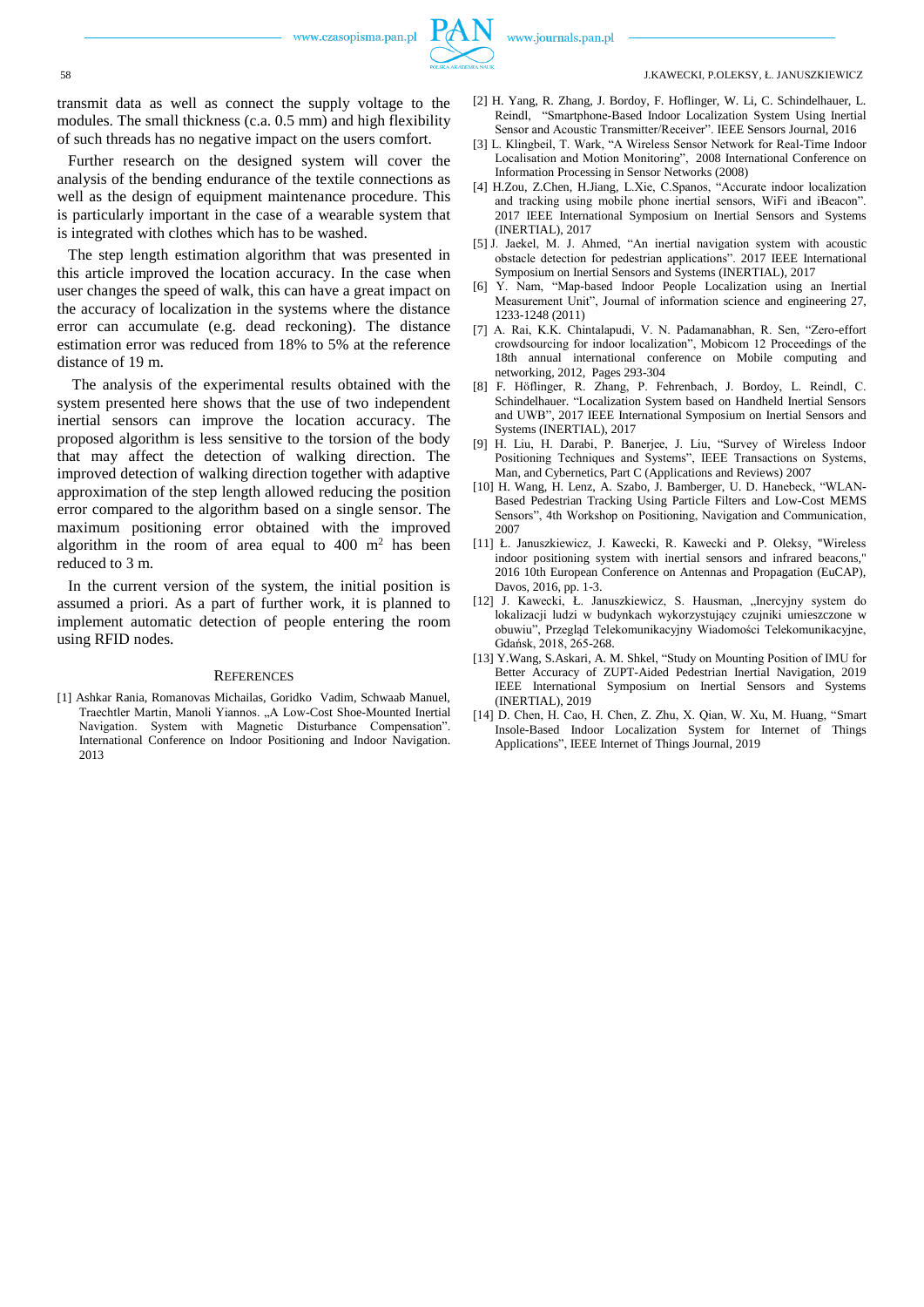transmit data as well as connect the supply voltage to the modules. The small thickness (c.a. 0.5 mm) and high flexibility of such threads has no negative impact on the users comfort.

Further research on the designed system will cover the analysis of the bending endurance of the textile connections as well as the design of equipment maintenance procedure. This is particularly important in the case of a wearable system that is integrated with clothes which has to be washed.

The step length estimation algorithm that was presented in this article improved the location accuracy. In the case when user changes the speed of walk, this can have a great impact on the accuracy of localization in the systems where the distance error can accumulate (e.g. dead reckoning). The distance estimation error was reduced from 18% to 5% at the reference distance of 19 m.

The analysis of the experimental results obtained with the system presented here shows that the use of two independent inertial sensors can improve the location accuracy. The proposed algorithm is less sensitive to the torsion of the body that may affect the detection of walking direction. The improved detection of walking direction together with adaptive approximation of the step length allowed reducing the position error compared to the algorithm based on a single sensor. The maximum positioning error obtained with the improved algorithm in the room of area equal to 400 m$^2$ has been reduced to 3 m.

In the current version of the system, the initial position is assumed a priori. As a part of further work, it is planned to implement automatic detection of people entering the room using RFID nodes.

## References

[1] Ashkar Rania, Romanovas Michailas, Goridko Vadim, Schwaab Manuel, Traechtler Martin, Manoli Yiannos. „A Low-Cost Shoe-Mounted Inertial Navigation. System with Magnetic Disturbance Compensation". International Conference on Indoor Positioning and Indoor Navigation. 2013

[2] H. Yang, R. Zhang, J. Bordoy, F. Hoflinger, W. Li, C. Schindelhauer, L. Reindl, "Smartphone-Based Indoor Localization System Using Inertial Sensor and Acoustic Transmitter/Receiver". IEEE Sensors Journal, 2016

[3] L. Klingbeil, T. Wark, "A Wireless Sensor Network for Real-Time Indoor Localisation and Motion Monitoring", 2008 International Conference on Information Processing in Sensor Networks (2008)

[4] H.Zou, Z.Chen, H.Jiang, L.Xie, C.Spanos, "Accurate indoor localization and tracking using mobile phone inertial sensors, WiFi and iBeacon". 2017 IEEE International Symposium on Inertial Sensors and Systems (INERTIAL), 2017

[5] J. Jaekel, M. J. Ahmed, "An inertial navigation system with acoustic obstacle detection for pedestrian applications". 2017 IEEE International Symposium on Inertial Sensors and Systems (INERTIAL), 2017

[6] Y. Nam, "Map-based Indoor People Localization using an Inertial Measurement Unit", Journal of information science and engineering 27, 1233-1248 (2011)

[7] A. Rai, K.K. Chintalapudi, V. N. Padamanabhan, R. Sen, "Zero-effort crowdsourcing for indoor localization", Mobicom 12 Proceedings of the 18th annual international conference on Mobile computing and networking, 2012, Pages 293-304

[8] F. Höflinger, R. Zhang, P. Fehrenbach, J. Bordoy, L. Reindl, C. Schindelhauer. "Localization System based on Handheld Inertial Sensors and UWB", 2017 IEEE International Symposium on Inertial Sensors and Systems (INERTIAL), 2017

[9] H. Liu, H. Darabi, P. Banerjee, J. Liu, "Survey of Wireless Indoor Positioning Techniques and Systems", IEEE Transactions on Systems, Man, and Cybernetics, Part C (Applications and Reviews) 2007

[10] H. Wang, H. Lenz, A. Szabo, J. Bamberger, U. D. Hanebeck, "WLAN-Based Pedestrian Tracking Using Particle Filters and Low-Cost MEMS Sensors", 4th Workshop on Positioning, Navigation and Communication, 2007

[11] Ł. Januszkiewicz, J. Kawecki, R. Kawecki and P. Oleksy, "Wireless indoor positioning system with inertial sensors and infrared beacons," 2016 10th European Conference on Antennas and Propagation (EuCAP), Davos, 2016, pp. 1-3.

[12] J. Kawecki, Ł. Januszkiewicz, S. Hausman, „Inercyjny system do lokalizacji ludzi w budynkach wykorzystujący czujniki umieszczone w obuwiu", Przegląd Telekomunikacyjny Wiadomości Telekomunikacyjne, Gdańsk, 2018, 265-268.

[13] Y.Wang, S.Askari, A. M. Shkel, "Study on Mounting Position of IMU for Better Accuracy of ZUPT-Aided Pedestrian Inertial Navigation, 2019 IEEE International Symposium on Inertial Sensors and Systems (INERTIAL), 2019

[14] D. Chen, H. Cao, H. Chen, Z. Zhu, X. Qian, W. Xu, M. Huang, "Smart Insole-Based Indoor Localization System for Internet of Things Applications", IEEE Internet of Things Journal, 2019